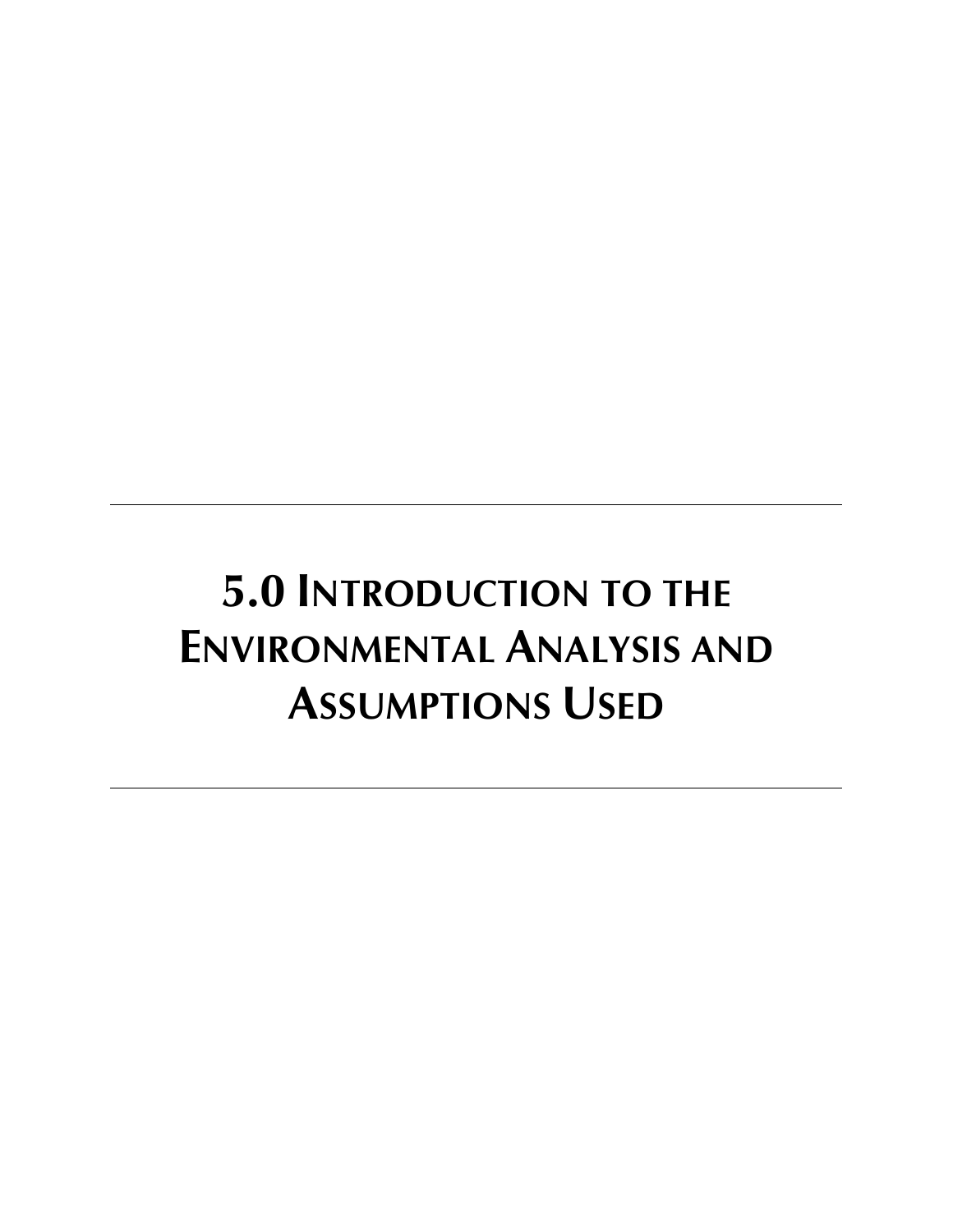# 5.0 Introduction to the Environmental Analysis and Assumptions Used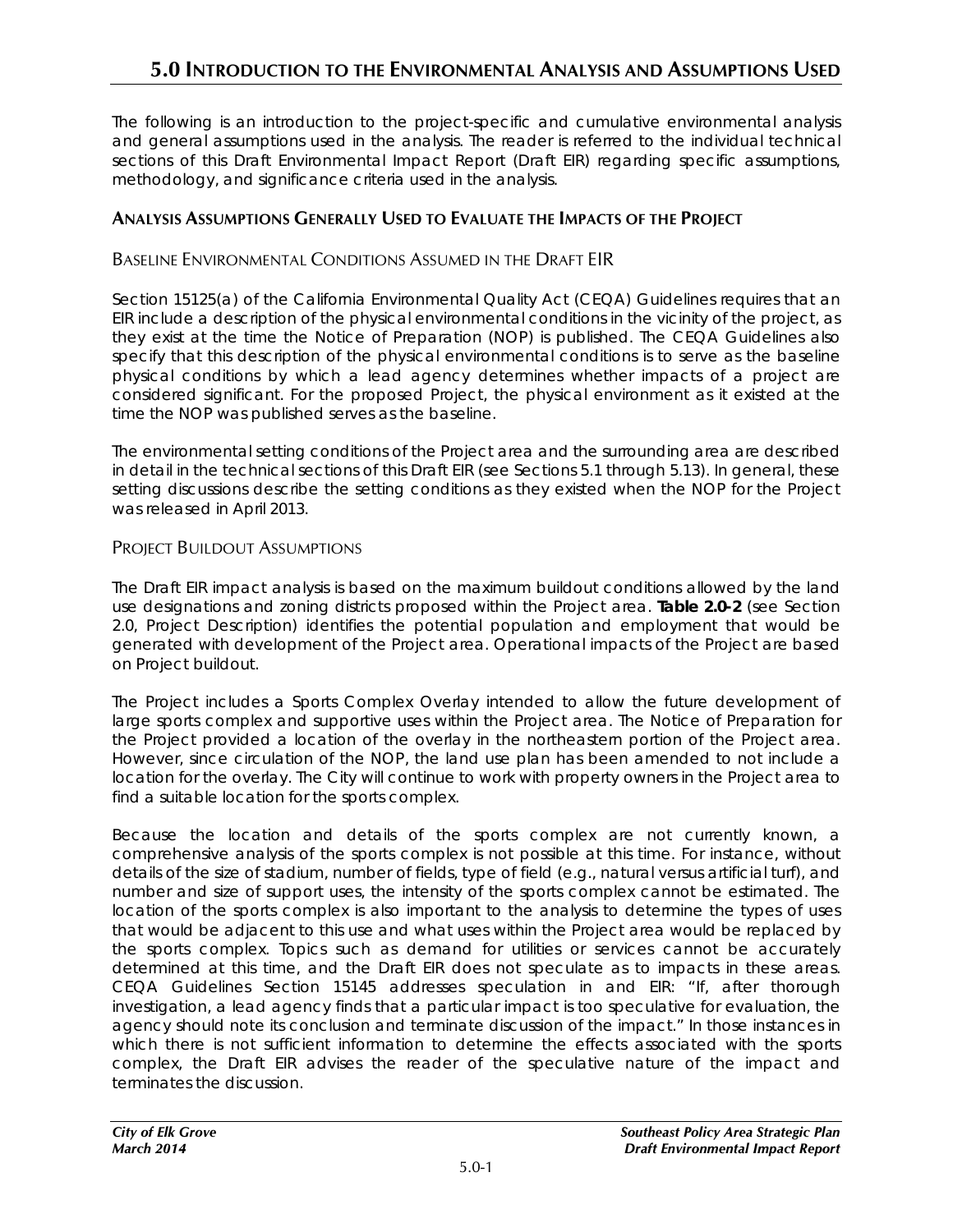# 5.0 Introduction to the Environmental Analysis and Assumptions Used

The following is an introduction to the project-specific and cumulative environmental analysis and general assumptions used in the analysis. The reader is referred to the individual technical sections of this Draft Environmental Impact Report (Draft EIR) regarding specific assumptions, methodology, and significance criteria used in the analysis.

## Analysis Assumptions Generally Used to Evaluate the Impacts of the Project

### Baseline Environmental Conditions Assumed in the Draft EIR

Section 15125(a) of the California Environmental Quality Act (CEQA) Guidelines requires that an EIR include a description of the physical environmental conditions in the vicinity of the project, as they exist at the time the Notice of Preparation (NOP) is published. The CEQA Guidelines also specify that this description of the physical environmental conditions is to serve as the baseline physical conditions by which a lead agency determines whether impacts of a project are considered significant. For the proposed Project, the physical environment as it existed at the time the NOP was published serves as the baseline.

The environmental setting conditions of the Project area and the surrounding area are described in detail in the technical sections of this Draft EIR (see Sections 5.1 through 5.13). In general, these setting discussions describe the setting conditions as they existed when the NOP for the Project was released in April 2013.

### Project Buildout Assumptions

The Draft EIR impact analysis is based on the maximum buildout conditions allowed by the land use designations and zoning districts proposed within the Project area. **Table 2.0-2** (see Section 2.0, Project Description) identifies the potential population and employment that would be generated with development of the Project area. Operational impacts of the Project are based on Project buildout.

The Project includes a Sports Complex Overlay intended to allow the future development of large sports complex and supportive uses within the Project area. The Notice of Preparation for the Project provided a location of the overlay in the northeastern portion of the Project area. However, since circulation of the NOP, the land use plan has been amended to not include a location for the overlay. The City will continue to work with property owners in the Project area to find a suitable location for the sports complex.

Because the location and details of the sports complex are not currently known, a comprehensive analysis of the sports complex is not possible at this time. For instance, without details of the size of stadium, number of fields, type of field (e.g., natural versus artificial turf), and number and size of support uses, the intensity of the sports complex cannot be estimated. The location of the sports complex is also important to the analysis to determine the types of uses that would be adjacent to this use and what uses within the Project area would be replaced by the sports complex. Topics such as demand for utilities or services cannot be accurately determined at this time, and the Draft EIR does not speculate as to impacts in these areas. CEQA Guidelines Section 15145 addresses speculation in and EIR: "If, after thorough investigation, a lead agency finds that a particular impact is too speculative for evaluation, the agency should note its conclusion and terminate discussion of the impact." In those instances in which there is not sufficient information to determine the effects associated with the sports complex, the Draft EIR advises the reader of the speculative nature of the impact and terminates the discussion.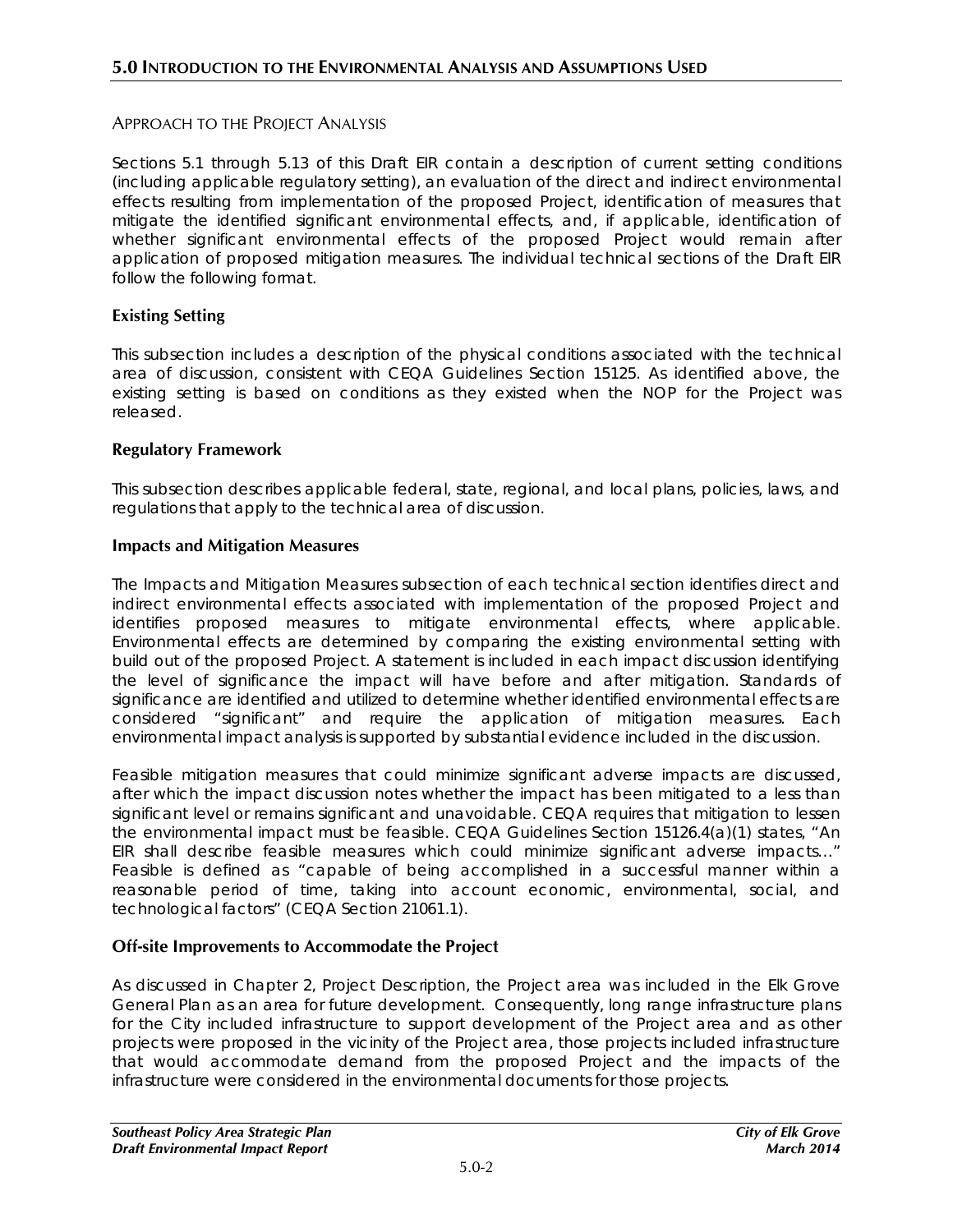## Approach to the Project Analysis

Sections 5.1 through 5.13 of this Draft EIR contain a description of current setting conditions (including applicable regulatory setting), an evaluation of the direct and indirect environmental effects resulting from implementation of the proposed Project, identification of measures that mitigate the identified significant environmental effects, and, if applicable, identification of whether significant environmental effects of the proposed Project would remain after application of proposed mitigation measures. The individual technical sections of the Draft EIR follow the following format.

### Existing Setting

This subsection includes a description of the physical conditions associated with the technical area of discussion, consistent with CEQA Guidelines Section 15125. As identified above, the existing setting is based on conditions as they existed when the NOP for the Project was released.

### Regulatory Framework

This subsection describes applicable federal, state, regional, and local plans, policies, laws, and regulations that apply to the technical area of discussion.

### Impacts and Mitigation Measures

The Impacts and Mitigation Measures subsection of each technical section identifies direct and indirect environmental effects associated with implementation of the proposed Project and identifies proposed measures to mitigate environmental effects, where applicable. Environmental effects are determined by comparing the existing environmental setting with build out of the proposed Project. A statement is included in each impact discussion identifying the level of significance the impact will have before and after mitigation. Standards of significance are identified and utilized to determine whether identified environmental effects are considered "significant" and require the application of mitigation measures. Each environmental impact analysis is supported by substantial evidence included in the discussion.

Feasible mitigation measures that could minimize significant adverse impacts are discussed, after which the impact discussion notes whether the impact has been mitigated to a less than significant level or remains significant and unavoidable. CEQA requires that mitigation to lessen the environmental impact must be feasible. CEQA Guidelines Section 15126.4(a)(1) states, "An EIR shall describe feasible measures which could minimize significant adverse impacts…" Feasible is defined as "capable of being accomplished in a successful manner within a reasonable period of time, taking into account economic, environmental, social, and technological factors" (CEQA Section 21061.1).

### Off-site Improvements to Accommodate the Project

As discussed in Chapter 2, Project Description, the Project area was included in the Elk Grove General Plan as an area for future development. Consequently, long range infrastructure plans for the City included infrastructure to support development of the Project area and as other projects were proposed in the vicinity of the Project area, those projects included infrastructure that would accommodate demand from the proposed Project and the impacts of the infrastructure were considered in the environmental documents for those projects.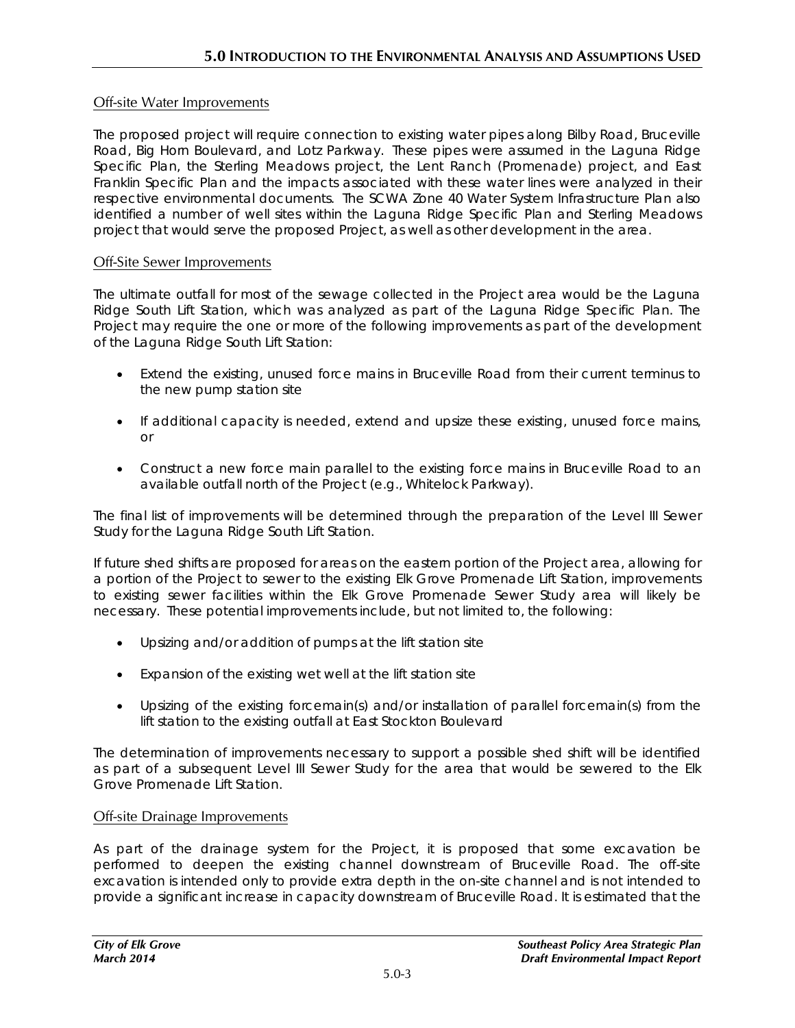### Off-site Water Improvements

The proposed project will require connection to existing water pipes along Bilby Road, Bruceville Road, Big Horn Boulevard, and Lotz Parkway. These pipes were assumed in the Laguna Ridge Specific Plan, the Sterling Meadows project, the Lent Ranch (Promenade) project, and East Franklin Specific Plan and the impacts associated with these water lines were analyzed in their respective environmental documents. The SCWA Zone 40 Water System Infrastructure Plan also identified a number of well sites within the Laguna Ridge Specific Plan and Sterling Meadows project that would serve the proposed Project, as well as other development in the area.

### Off-Site Sewer Improvements

The ultimate outfall for most of the sewage collected in the Project area would be the Laguna Ridge South Lift Station, which was analyzed as part of the Laguna Ridge Specific Plan. The Project may require the one or more of the following improvements as part of the development of the Laguna Ridge South Lift Station:

- Extend the existing, unused force mains in Bruceville Road from their current terminus to the new pump station site
- If additional capacity is needed, extend and upsize these existing, unused force mains, or
- Construct a new force main parallel to the existing force mains in Bruceville Road to an available outfall north of the Project (e.g., Whitelock Parkway).

The final list of improvements will be determined through the preparation of the Level III Sewer Study for the Laguna Ridge South Lift Station.

If future shed shifts are proposed for areas on the eastern portion of the Project area, allowing for a portion of the Project to sewer to the existing Elk Grove Promenade Lift Station, improvements to existing sewer facilities within the Elk Grove Promenade Sewer Study area will likely be necessary. These potential improvements include, but not limited to, the following:

- Upsizing and/or addition of pumps at the lift station site
- Expansion of the existing wet well at the lift station site
- Upsizing of the existing forcemain(s) and/or installation of parallel forcemain(s) from the lift station to the existing outfall at East Stockton Boulevard

The determination of improvements necessary to support a possible shed shift will be identified as part of a subsequent Level III Sewer Study for the area that would be sewered to the Elk Grove Promenade Lift Station.

### Off-site Drainage Improvements

As part of the drainage system for the Project, it is proposed that some excavation be performed to deepen the existing channel downstream of Bruceville Road. The off-site excavation is intended only to provide extra depth in the on-site channel and is not intended to provide a significant increase in capacity downstream of Bruceville Road. It is estimated that the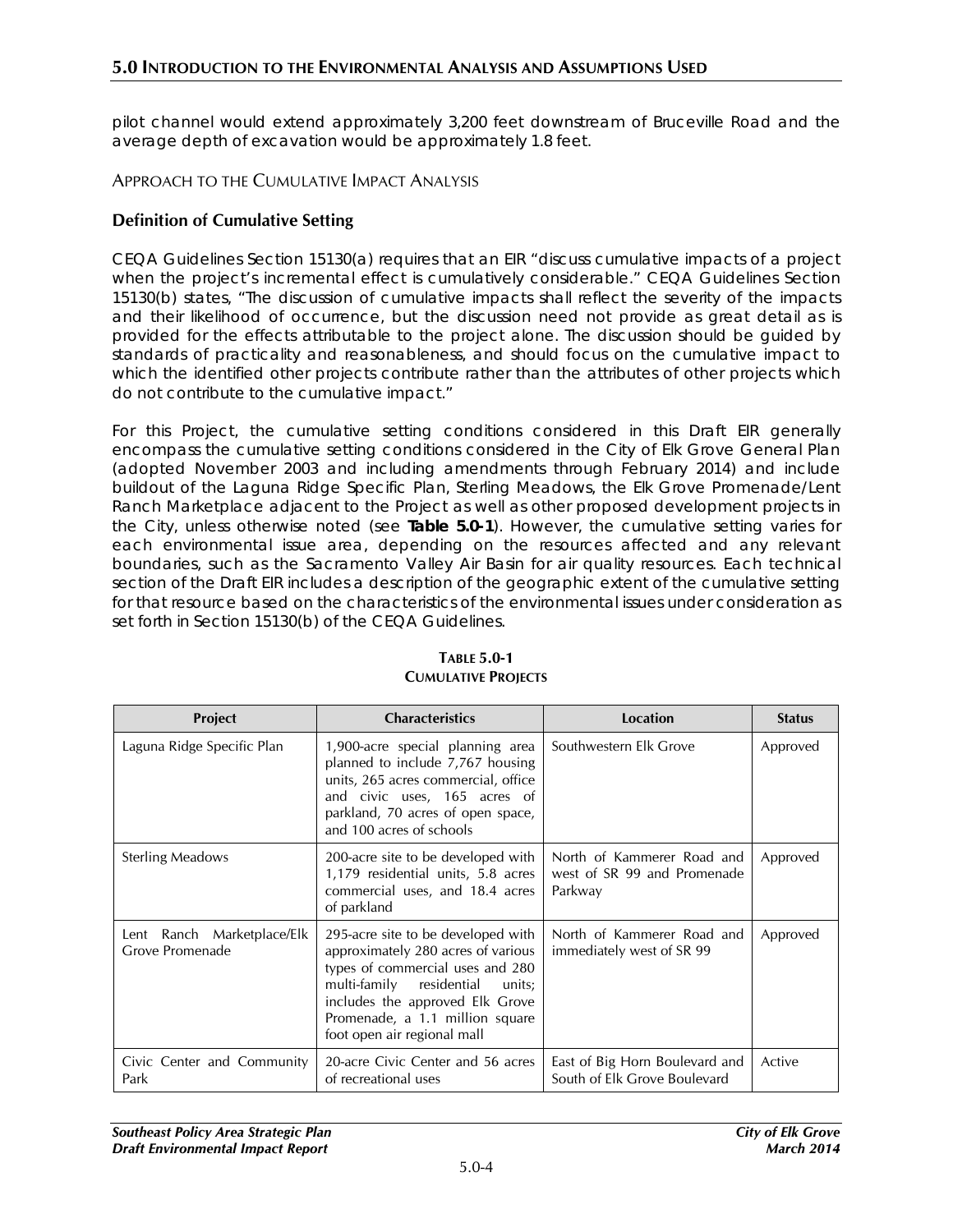pilot channel would extend approximately 3,200 feet downstream of Bruceville Road and the average depth of excavation would be approximately 1.8 feet.

### Approach to the Cumulative Impact Analysis

#### Definition of Cumulative Setting

CEQA Guidelines Section 15130(a) requires that an EIR "discuss cumulative impacts of a project when the project's incremental effect is cumulatively considerable." CEQA Guidelines Section 15130(b) states, "The discussion of cumulative impacts shall reflect the severity of the impacts and their likelihood of occurrence, but the discussion need not provide as great detail as is provided for the effects attributable to the project alone. The discussion should be guided by standards of practicality and reasonableness, and should focus on the cumulative impact to which the identified other projects contribute rather than the attributes of other projects which do not contribute to the cumulative impact."

For this Project, the cumulative setting conditions considered in this Draft EIR generally encompass the cumulative setting conditions considered in the City of Elk Grove General Plan (adopted November 2003 and including amendments through February 2014) and include buildout of the Laguna Ridge Specific Plan, Sterling Meadows, the Elk Grove Promenade/Lent Ranch Marketplace adjacent to the Project as well as other proposed development projects in the City, unless otherwise noted (see **Table 5.0-1**). However, the cumulative setting varies for each environmental issue area, depending on the resources affected and any relevant boundaries, such as the Sacramento Valley Air Basin for air quality resources. Each technical section of the Draft EIR includes a description of the geographic extent of the cumulative setting for that resource based on the characteristics of the environmental issues under consideration as set forth in Section 15130(b) of the CEQA Guidelines.

**Table 5.0-1**
**Cumulative Projects**

| Project | Characteristics | Location | Status |
|---|---|---|---|
| Laguna Ridge Specific Plan | 1,900-acre special planning area planned to include 7,767 housing units, 265 acres commercial, office and civic uses, 165 acres of parkland, 70 acres of open space, and 100 acres of schools | Southwestern Elk Grove | Approved |
| Sterling Meadows | 200-acre site to be developed with 1,179 residential units, 5.8 acres commercial uses, and 18.4 acres of parkland | North of Kammerer Road and west of SR 99 and Promenade Parkway | Approved |
| Lent Ranch Marketplace/Elk Grove Promenade | 295-acre site to be developed with approximately 280 acres of various types of commercial uses and 280 multi-family residential units; includes the approved Elk Grove Promenade, a 1.1 million square foot open air regional mall | North of Kammerer Road and immediately west of SR 99 | Approved |
| Civic Center and Community Park | 20-acre Civic Center and 56 acres of recreational uses | East of Big Horn Boulevard and South of Elk Grove Boulevard | Active |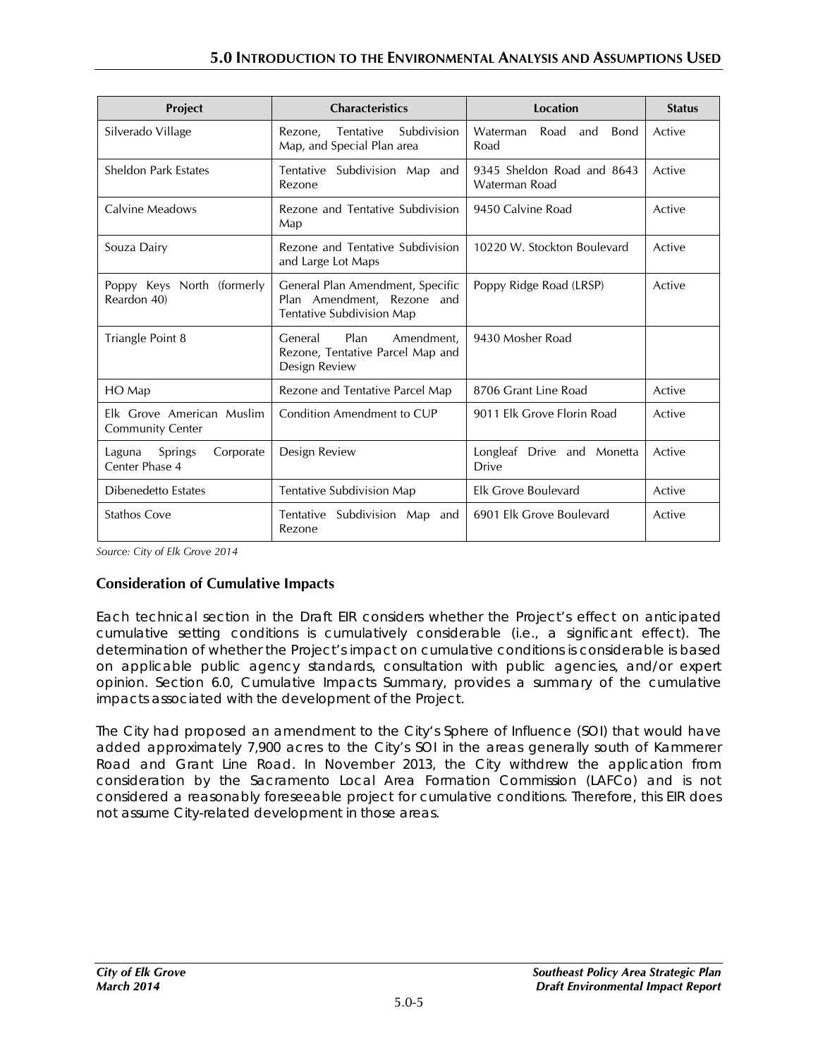| Project | Characteristics | Location | Status |
|---|---|---|---|
| Silverado Village | Rezone, Tentative Subdivision Map, and Special Plan area | Waterman Road and Bond Road | Active |
| Sheldon Park Estates | Tentative Subdivision Map and Rezone | 9345 Sheldon Road and 8643 Waterman Road | Active |
| Calvine Meadows | Rezone and Tentative Subdivision Map | 9450 Calvine Road | Active |
| Souza Dairy | Rezone and Tentative Subdivision and Large Lot Maps | 10220 W. Stockton Boulevard | Active |
| Poppy Keys North (formerly Reardon 40) | General Plan Amendment, Specific Plan Amendment, Rezone and Tentative Subdivision Map | Poppy Ridge Road (LRSP) | Active |
| Triangle Point 8 | General Plan Amendment, Rezone, Tentative Parcel Map and Design Review | 9430 Mosher Road | |
| HO Map | Rezone and Tentative Parcel Map | 8706 Grant Line Road | Active |
| Elk Grove American Muslim Community Center | Condition Amendment to CUP | 9011 Elk Grove Florin Road | Active |
| Laguna Springs Corporate Center Phase 4 | Design Review | Longleaf Drive and Monetta Drive | Active |
| Dibenedetto Estates | Tentative Subdivision Map | Elk Grove Boulevard | Active |
| Stathos Cove | Tentative Subdivision Map and Rezone | 6901 Elk Grove Boulevard | Active |

*Source: City of Elk Grove 2014*

### Consideration of Cumulative Impacts

Each technical section in the Draft EIR considers whether the Project's effect on anticipated cumulative setting conditions is cumulatively considerable (i.e., a significant effect). The determination of whether the Project's impact on cumulative conditions is considerable is based on applicable public agency standards, consultation with public agencies, and/or expert opinion. Section 6.0, Cumulative Impacts Summary, provides a summary of the cumulative impacts associated with the development of the Project.

The City had proposed an amendment to the City's Sphere of Influence (SOI) that would have added approximately 7,900 acres to the City's SOI in the areas generally south of Kammerer Road and Grant Line Road. In November 2013, the City withdrew the application from consideration by the Sacramento Local Area Formation Commission (LAFCo) and is not considered a reasonably foreseeable project for cumulative conditions. Therefore, this EIR does not assume City-related development in those areas.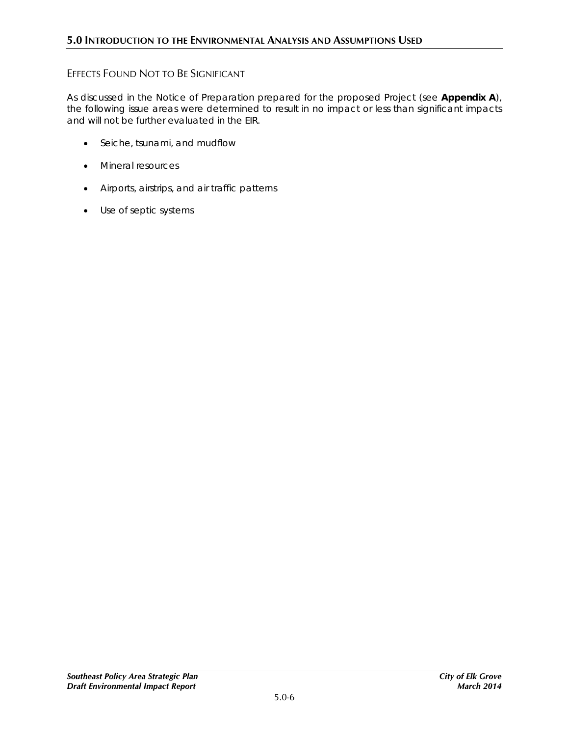## Effects Found Not to Be Significant

As discussed in the Notice of Preparation prepared for the proposed Project (see **Appendix A**), the following issue areas were determined to result in no impact or less than significant impacts and will not be further evaluated in the EIR.

- Seiche, tsunami, and mudflow
- Mineral resources
- Airports, airstrips, and air traffic patterns
- Use of septic systems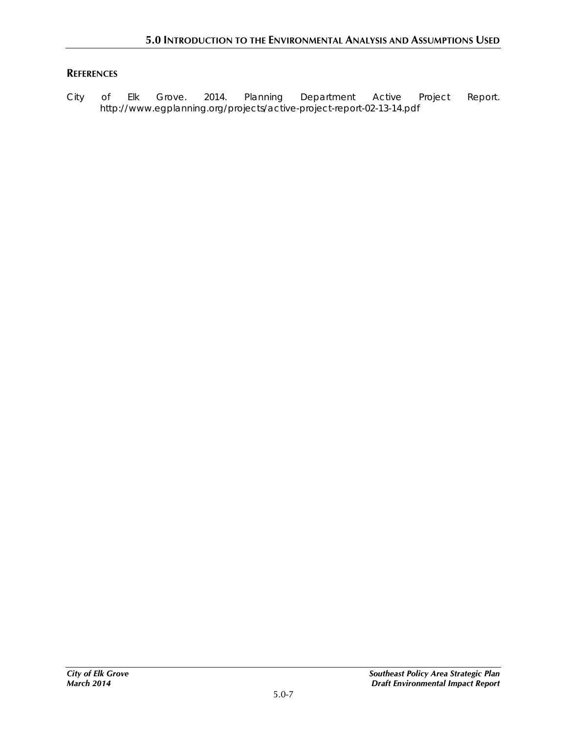## REFERENCES

City of Elk Grove. 2014. Planning Department Active Project Report. http://www.egplanning.org/projects/active-project-report-02-13-14.pdf